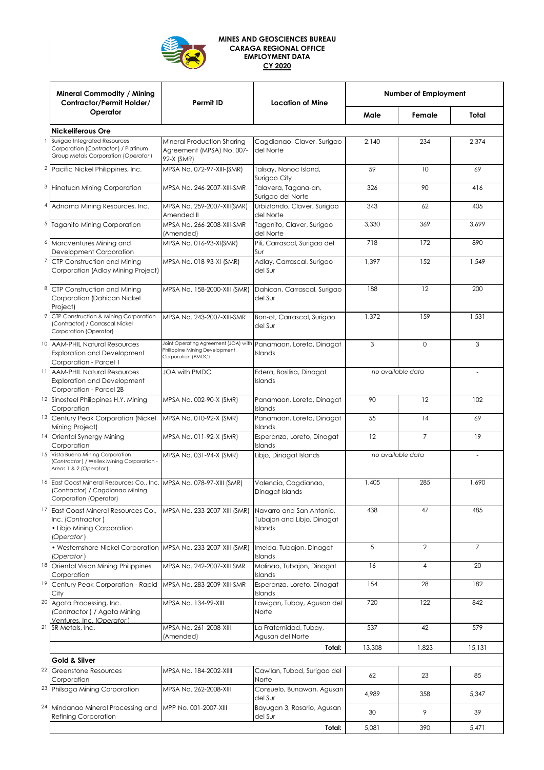**MINES AND GEOSCIENCES BUREAU**
**CARAGA REGIONAL OFFICE**
**EMPLOYMENT DATA**
**CY 2020**

| | Mineral Commodity / Mining Contractor/Permit Holder/ Operator | Permit ID | Location of Mine | Number of Employment | | |
|---|---|---|---|---|---|---|
| | | | | Male | Female | Total |
| | **Nickeliferous Ore** | | | | | |
| 1 | Surigao Integrated Resources Corporation (*Contractor*) / Platinum Group Metals Corporation (*Operator*) | Mineral Production Sharing Agreement (MPSA) No. 007-92-X (SMR) | Cagdianao, Claver, Surigao del Norte | 2,140 | 234 | 2,374 |
| 2 | Pacific Nickel Philippines, Inc. | MPSA No. 072-97-XIII-(SMR) | Talisay, Nonoc Island, Surigao City | 59 | 10 | 69 |
| 3 | Hinatuan Mining Corporation | MPSA No. 246-2007-XIII-SMR | Talavera, Tagana-an, Surigao del Norte | 326 | 90 | 416 |
| 4 | Adnama Mining Resources, Inc. | MPSA No. 259-2007-XIII(SMR) Amended II | Urbiztondo, Claver, Surigao del Norte | 343 | 62 | 405 |
| 5 | Taganito Mining Corporation | MPSA No. 266-2008-XIII-SMR (Amended) | Taganito, Claver, Surigao del Norte | 3,330 | 369 | 3,699 |
| 6 | Marcventures Mining and Development Corporation | MPSA No. 016-93-XI(SMR) | Pili, Carrascal, Surigao del Sur | 718 | 172 | 890 |
| 7 | CTP Construction and Mining Corporation (Adlay Mining Project) | MPSA No. 018-93-XI (SMR) | Adlay, Carrascal, Surigao del Sur | 1,397 | 152 | 1,549 |
| 8 | CTP Construction and Mining Corporation (Dahican Nickel Project) | MPSA No. 158-2000-XIII (SMR) | Dahican, Carrascal, Surigao del Sur | 188 | 12 | 200 |
| 9 | CTP Construction & Mining Corporation (Contractor) / Carrascal Nickel Corporation (Operator) | MPSA No. 243-2007-XIII-SMR | Bon-ot, Carrascal, Surigao del Sur | 1,372 | 159 | 1,531 |
| 10 | AAM-PHIL Natural Resources Exploration and Development Corporation - Parcel 1 | Joint Operating Agreement (JOA) with Philippine Mining Development Corporation (PMDC) | Panamaon, Loreto, Dinagat Islands | 3 | 0 | 3 |
| 11 | AAM-PHIL Natural Resources Exploration and Development Corporation - Parcel 2B | JOA with PMDC | Edera, Basilisa, Dinagat Islands | no available data | | - |
| 12 | Sinosteel Philippines H.Y. Mining Corporation | MPSA No. 002-90-X (SMR) | Panamaon, Loreto, Dinagat Islands | 90 | 12 | 102 |
| 13 | Century Peak Corporation (Nickel Mining Project) | MPSA No. 010-92-X (SMR) | Panamaon, Loreto, Dinagat Islands | 55 | 14 | 69 |
| 14 | Oriental Synergy Mining Corporation | MPSA No. 011-92-X (SMR) | Esperanza, Loreto, Dinagat Islands | 12 | 7 | 19 |
| 15 | Vista Buena Mining Corporation (*Contractor*) / Wellex Mining Corporation - Areas 1 & 2 (*Operator*) | MPSA No. 031-94-X (SMR) | Libjo, Dinagat Islands | no available data | | - |
| 16 | East Coast Mineral Resources Co., Inc. (Contractor) / Cagdianao Mining Corporation (Operator) | MPSA No. 078-97-XIII (SMR) | Valencia, Cagdianao, Dinagat Islands | 1,405 | 285 | 1,690 |
| 17 | East Coast Mineral Resources Co., Inc. (*Contractor*) • Libjo Mining Corporation (*Operator*) | MPSA No. 233-2007-XIII (SMR) | Navarro and San Antonio, Tubajon and Libjo, Dinagat Islands | 438 | 47 | 485 |
| | • Westernshore Nickel Corporation (*Operator*) | MPSA No. 233-2007-XIII (SMR) | Imelda, Tubajon, Dinagat Islands | 5 | 2 | 7 |
| 18 | Oriental Vision Mining Philippines Corporation | MPSA No. 242-2007-XIII SMR | Malinao, Tubajon, Dinagat Islands | 16 | 4 | 20 |
| 19 | Century Peak Corporation - Rapid City | MPSA No. 283-2009-XIII-SMR | Esperanza, Loreto, Dinagat Islands | 154 | 28 | 182 |
| 20 | Agata Processing, Inc. (*Contractor*) / Agata Mining Ventures, Inc. (*Operator*) | MPSA No. 134-99-XIII | Lawigan, Tubay, Agusan del Norte | 720 | 122 | 842 |
| 21 | SR Metals, Inc. | MPSA No. 261-2008-XIII (Amended) | La Fraternidad, Tubay, Agusan del Norte | 537 | 42 | 579 |
| | | | **Total:** | 13,308 | 1,823 | 15,131 |
| | **Gold & Silver** | | | | | |
| 22 | Greenstone Resources Corporation | MPSA No. 184-2002-XIIII | Cawilan, Tubod, Surigao del Norte | 62 | 23 | 85 |
| 23 | Philsaga Mining Corporation | MPSA No. 262-2008-XIII | Consuelo, Bunawan, Agusan del Sur | 4,989 | 358 | 5,347 |
| 24 | Mindanao Mineral Processing and Refining Corporation | MPP No. 001-2007-XIII | Bayugan 3, Rosario, Agusan del Sur | 30 | 9 | 39 |
| | | | **Total:** | 5,081 | 390 | 5,471 |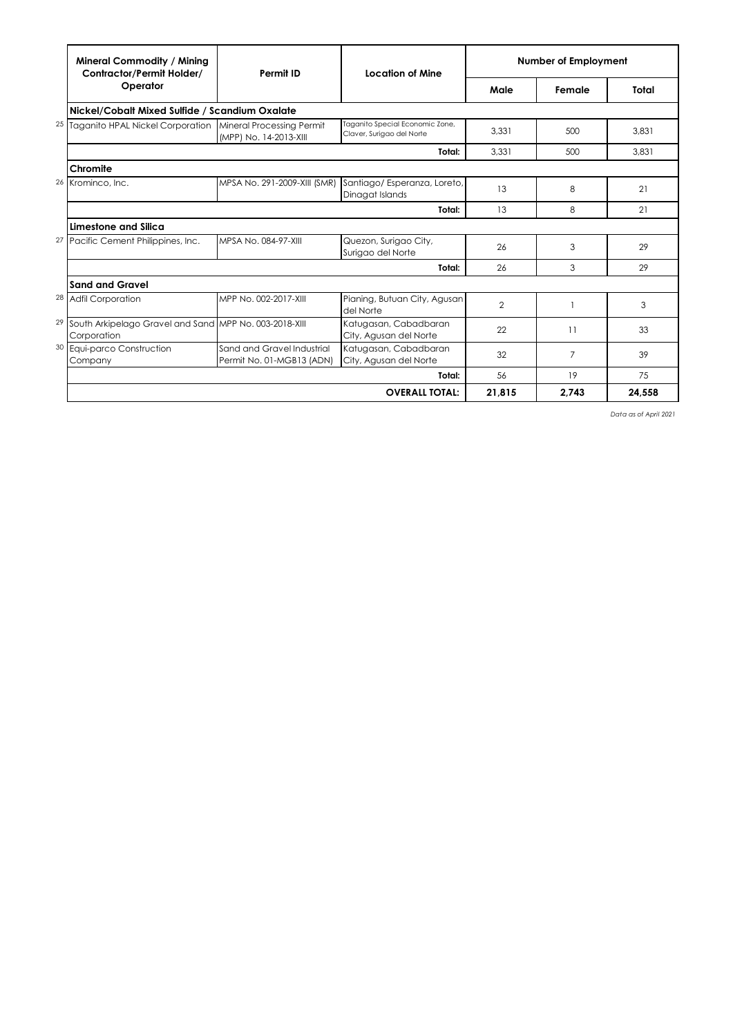| | Mineral Commodity / Mining Contractor/Permit Holder/ Operator | Permit ID | Location of Mine | Number of Employment | | |
|---|---|---|---|---|---|---|
| | | | | Male | Female | Total |
| | **Nickel/Cobalt Mixed Sulfide / Scandium Oxalate** | | | | | |
| 25 | Taganito HPAL Nickel Corporation | Mineral Processing Permit (MPP) No. 14-2013-XIII | Taganito Special Economic Zone, Claver, Surigao del Norte | 3,331 | 500 | 3,831 |
| | | | **Total:** | 3,331 | 500 | 3,831 |
| | **Chromite** | | | | | |
| 26 | Krominco, Inc. | MPSA No. 291-2009-XIII (SMR) | Santiago/ Esperanza, Loreto, Dinagat Islands | 13 | 8 | 21 |
| | | | **Total:** | 13 | 8 | 21 |
| | **Limestone and Silica** | | | | | |
| 27 | Pacific Cement Philippines, Inc. | MPSA No. 084-97-XIII | Quezon, Surigao City, Surigao del Norte | 26 | 3 | 29 |
| | | | **Total:** | 26 | 3 | 29 |
| | **Sand and Gravel** | | | | | |
| 28 | Adfil Corporation | MPP No. 002-2017-XIII | Pianing, Butuan City, Agusan del Norte | 2 | 1 | 3 |
| 29 | South Arkipelago Gravel and Sand Corporation | MPP No. 003-2018-XIII | Katugasan, Cabadbaran City, Agusan del Norte | 22 | 11 | 33 |
| 30 | Equi-parco Construction Company | Sand and Gravel Industrial Permit No. 01-MGB13 (ADN) | Katugasan, Cabadbaran City, Agusan del Norte | 32 | 7 | 39 |
| | | | **Total:** | 56 | 19 | 75 |
| | | | **OVERALL TOTAL:** | **21,815** | **2,743** | **24,558** |

*Data as of April 2021*